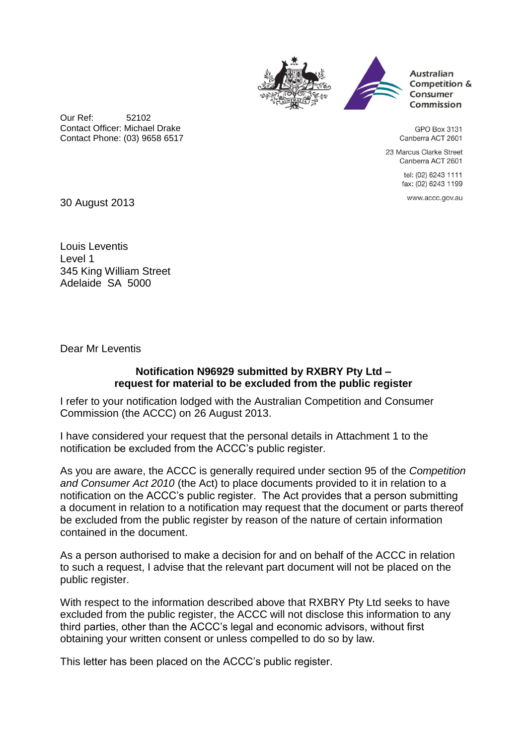Australian Competition & Consumer Commission

GPO Box 3131
Canberra ACT 2601

23 Marcus Clarke Street
Canberra ACT 2601

tel: (02) 6243 1111
fax: (02) 6243 1199

www.accc.gov.au

Our Ref: 52102
Contact Officer: Michael Drake
Contact Phone: (03) 9658 6517

30 August 2013

Louis Leventis
Level 1
345 King William Street
Adelaide SA 5000

Dear Mr Leventis

**Notification N96929 submitted by RXBRY Pty Ltd – request for material to be excluded from the public register**

I refer to your notification lodged with the Australian Competition and Consumer Commission (the ACCC) on 26 August 2013.

I have considered your request that the personal details in Attachment 1 to the notification be excluded from the ACCC's public register.

As you are aware, the ACCC is generally required under section 95 of the *Competition and Consumer Act 2010* (the Act) to place documents provided to it in relation to a notification on the ACCC's public register. The Act provides that a person submitting a document in relation to a notification may request that the document or parts thereof be excluded from the public register by reason of the nature of certain information contained in the document.

As a person authorised to make a decision for and on behalf of the ACCC in relation to such a request, I advise that the relevant part document will not be placed on the public register.

With respect to the information described above that RXBRY Pty Ltd seeks to have excluded from the public register, the ACCC will not disclose this information to any third parties, other than the ACCC's legal and economic advisors, without first obtaining your written consent or unless compelled to do so by law.

This letter has been placed on the ACCC's public register.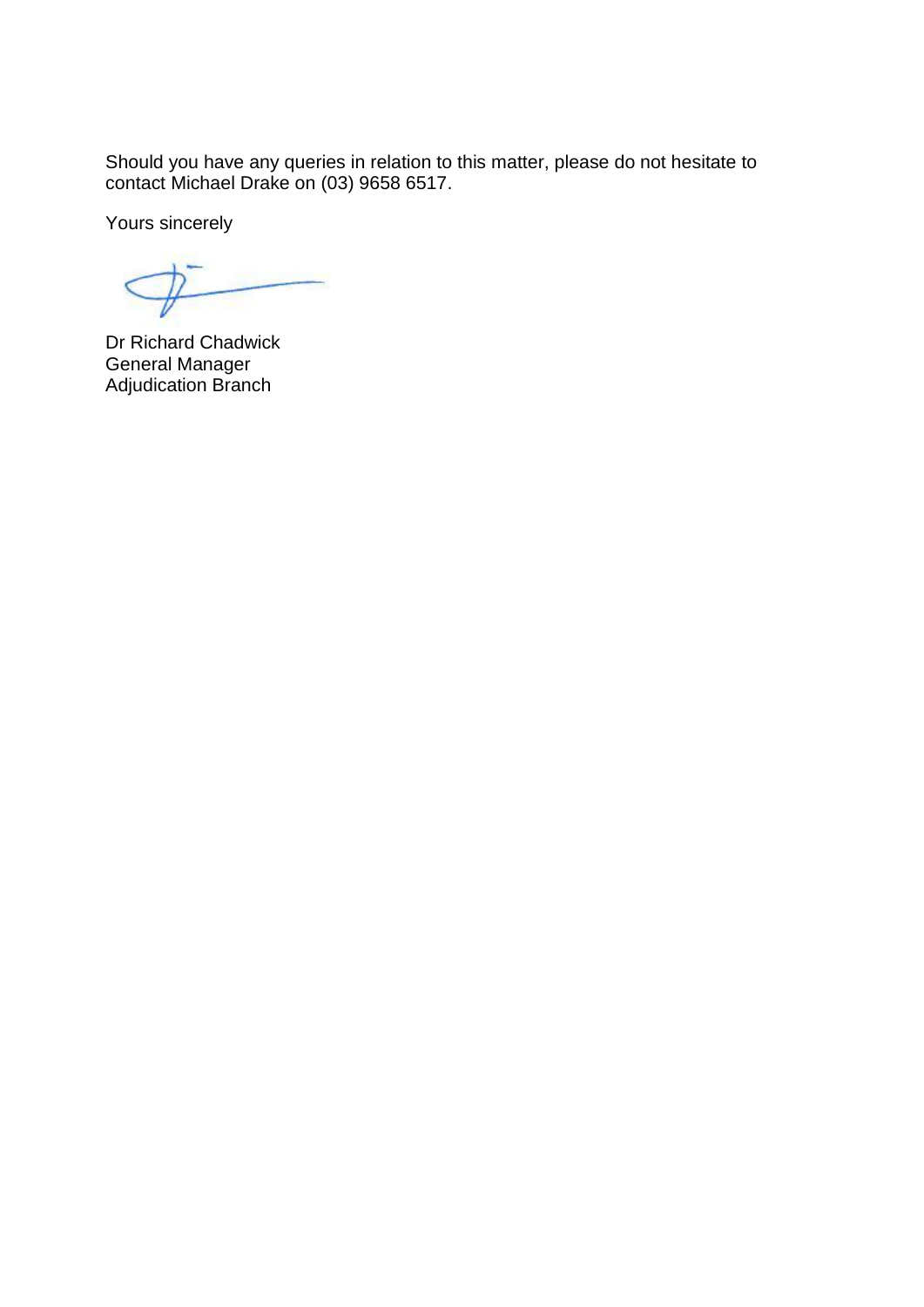Should you have any queries in relation to this matter, please do not hesitate to contact Michael Drake on (03) 9658 6517.

Yours sincerely

Dr Richard Chadwick
General Manager
Adjudication Branch